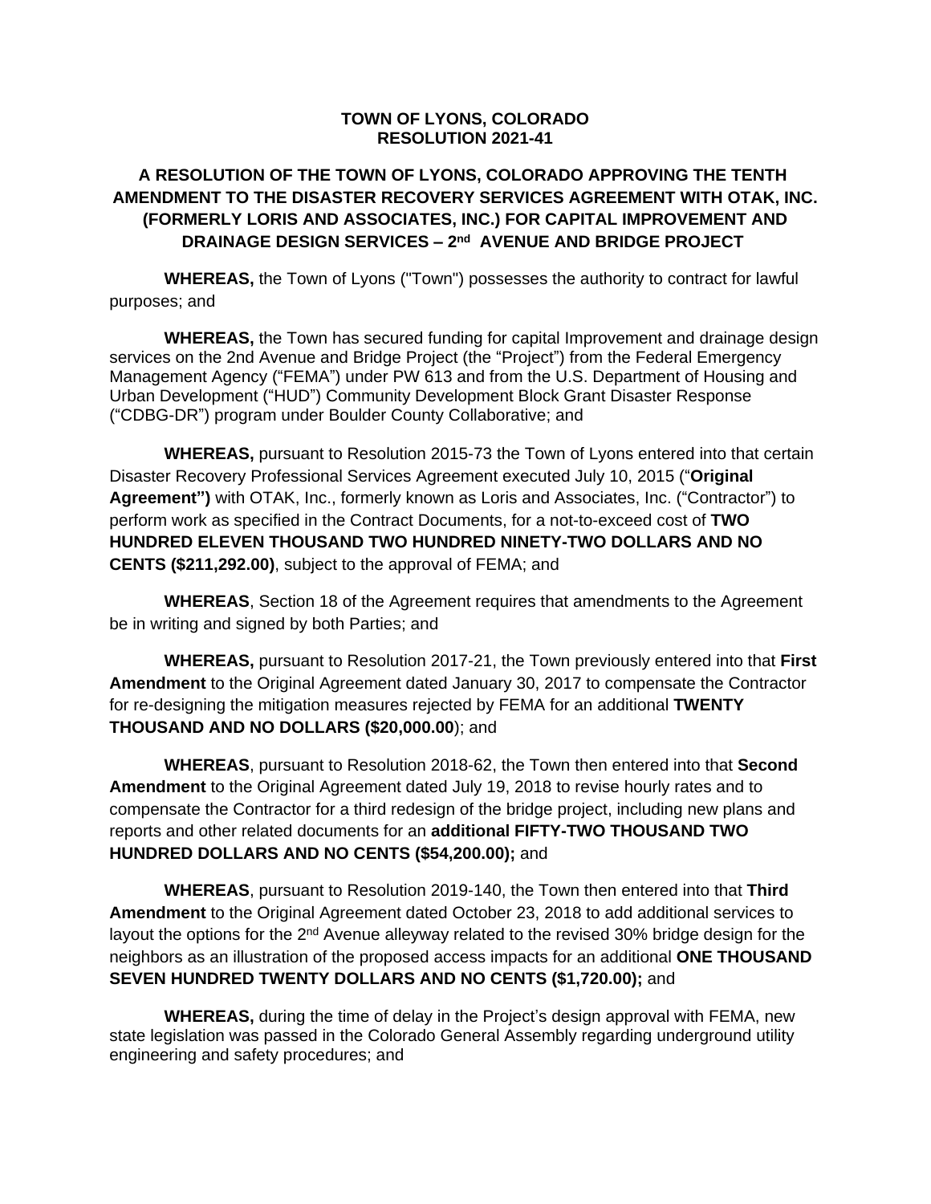**TOWN OF LYONS, COLORADO**
**RESOLUTION 2021-41**

**A RESOLUTION OF THE TOWN OF LYONS, COLORADO APPROVING THE TENTH AMENDMENT TO THE DISASTER RECOVERY SERVICES AGREEMENT WITH OTAK, INC. (FORMERLY LORIS AND ASSOCIATES, INC.) FOR CAPITAL IMPROVEMENT AND DRAINAGE DESIGN SERVICES – 2nd AVENUE AND BRIDGE PROJECT**

**WHEREAS,** the Town of Lyons ("Town") possesses the authority to contract for lawful purposes; and

**WHEREAS,** the Town has secured funding for capital Improvement and drainage design services on the 2nd Avenue and Bridge Project (the "Project") from the Federal Emergency Management Agency ("FEMA") under PW 613 and from the U.S. Department of Housing and Urban Development ("HUD") Community Development Block Grant Disaster Response ("CDBG-DR") program under Boulder County Collaborative; and

**WHEREAS,** pursuant to Resolution 2015-73 the Town of Lyons entered into that certain Disaster Recovery Professional Services Agreement executed July 10, 2015 ("**Original Agreement")** with OTAK, Inc., formerly known as Loris and Associates, Inc. ("Contractor") to perform work as specified in the Contract Documents, for a not-to-exceed cost of **TWO HUNDRED ELEVEN THOUSAND TWO HUNDRED NINETY-TWO DOLLARS AND NO CENTS ($211,292.00)**, subject to the approval of FEMA; and

**WHEREAS**, Section 18 of the Agreement requires that amendments to the Agreement be in writing and signed by both Parties; and

**WHEREAS,** pursuant to Resolution 2017-21, the Town previously entered into that **First Amendment** to the Original Agreement dated January 30, 2017 to compensate the Contractor for re-designing the mitigation measures rejected by FEMA for an additional **TWENTY THOUSAND AND NO DOLLARS ($20,000.00**); and

**WHEREAS**, pursuant to Resolution 2018-62, the Town then entered into that **Second Amendment** to the Original Agreement dated July 19, 2018 to revise hourly rates and to compensate the Contractor for a third redesign of the bridge project, including new plans and reports and other related documents for an **additional FIFTY-TWO THOUSAND TWO HUNDRED DOLLARS AND NO CENTS ($54,200.00);** and

**WHEREAS**, pursuant to Resolution 2019-140, the Town then entered into that **Third Amendment** to the Original Agreement dated October 23, 2018 to add additional services to layout the options for the 2nd Avenue alleyway related to the revised 30% bridge design for the neighbors as an illustration of the proposed access impacts for an additional **ONE THOUSAND SEVEN HUNDRED TWENTY DOLLARS AND NO CENTS ($1,720.00);** and

**WHEREAS,** during the time of delay in the Project's design approval with FEMA, new state legislation was passed in the Colorado General Assembly regarding underground utility engineering and safety procedures; and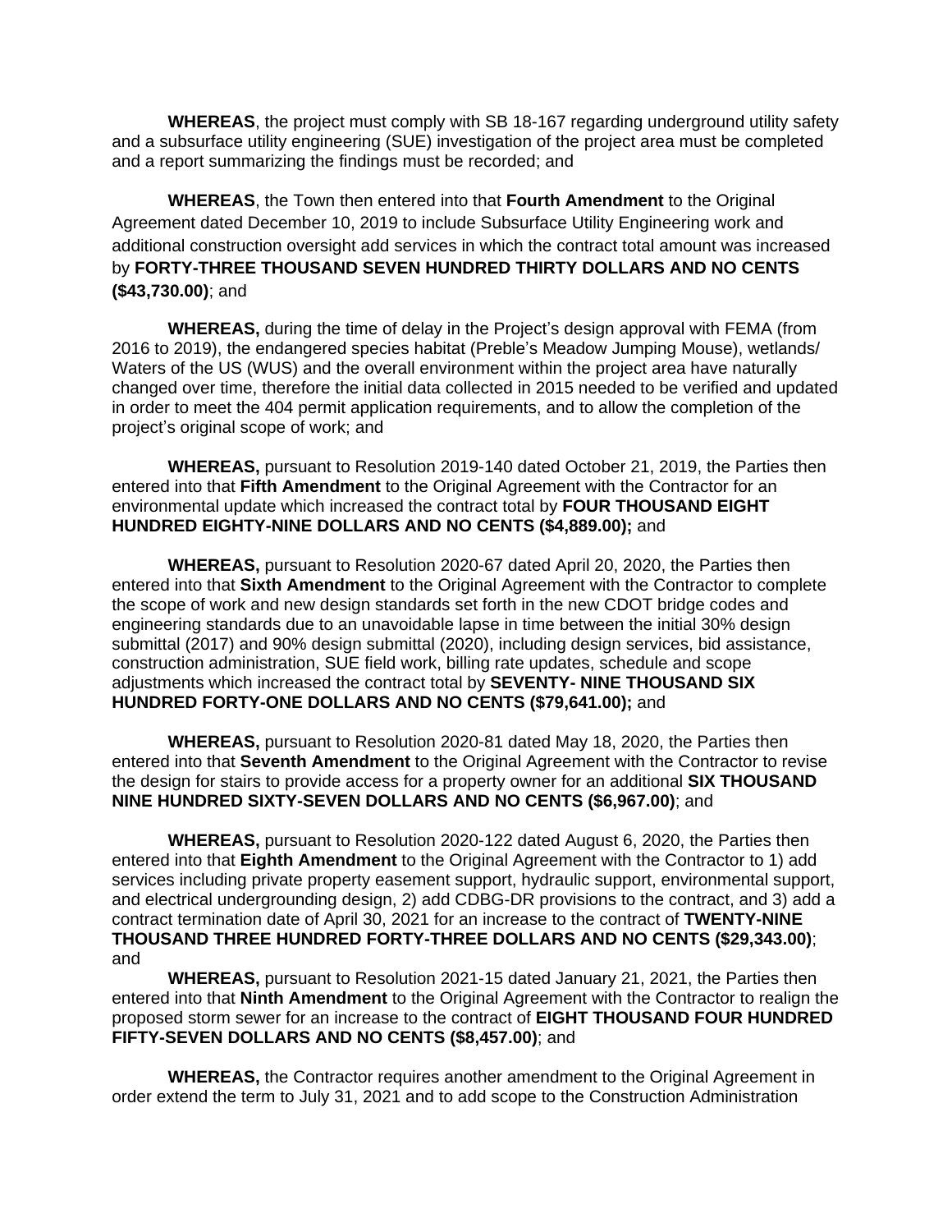**WHEREAS**, the project must comply with SB 18-167 regarding underground utility safety and a subsurface utility engineering (SUE) investigation of the project area must be completed and a report summarizing the findings must be recorded; and

**WHEREAS**, the Town then entered into that **Fourth Amendment** to the Original Agreement dated December 10, 2019 to include Subsurface Utility Engineering work and additional construction oversight add services in which the contract total amount was increased by **FORTY-THREE THOUSAND SEVEN HUNDRED THIRTY DOLLARS AND NO CENTS ($43,730.00)**; and

**WHEREAS,** during the time of delay in the Project's design approval with FEMA (from 2016 to 2019), the endangered species habitat (Preble's Meadow Jumping Mouse), wetlands/ Waters of the US (WUS) and the overall environment within the project area have naturally changed over time, therefore the initial data collected in 2015 needed to be verified and updated in order to meet the 404 permit application requirements, and to allow the completion of the project's original scope of work; and

**WHEREAS,** pursuant to Resolution 2019-140 dated October 21, 2019, the Parties then entered into that **Fifth Amendment** to the Original Agreement with the Contractor for an environmental update which increased the contract total by **FOUR THOUSAND EIGHT HUNDRED EIGHTY-NINE DOLLARS AND NO CENTS ($4,889.00);** and

**WHEREAS,** pursuant to Resolution 2020-67 dated April 20, 2020, the Parties then entered into that **Sixth Amendment** to the Original Agreement with the Contractor to complete the scope of work and new design standards set forth in the new CDOT bridge codes and engineering standards due to an unavoidable lapse in time between the initial 30% design submittal (2017) and 90% design submittal (2020), including design services, bid assistance, construction administration, SUE field work, billing rate updates, schedule and scope adjustments which increased the contract total by **SEVENTY- NINE THOUSAND SIX HUNDRED FORTY-ONE DOLLARS AND NO CENTS ($79,641.00);** and

**WHEREAS,** pursuant to Resolution 2020-81 dated May 18, 2020, the Parties then entered into that **Seventh Amendment** to the Original Agreement with the Contractor to revise the design for stairs to provide access for a property owner for an additional **SIX THOUSAND NINE HUNDRED SIXTY-SEVEN DOLLARS AND NO CENTS ($6,967.00)**; and

**WHEREAS,** pursuant to Resolution 2020-122 dated August 6, 2020, the Parties then entered into that **Eighth Amendment** to the Original Agreement with the Contractor to 1) add services including private property easement support, hydraulic support, environmental support, and electrical undergrounding design, 2) add CDBG-DR provisions to the contract, and 3) add a contract termination date of April 30, 2021 for an increase to the contract of **TWENTY-NINE THOUSAND THREE HUNDRED FORTY-THREE DOLLARS AND NO CENTS ($29,343.00)**; and

**WHEREAS,** pursuant to Resolution 2021-15 dated January 21, 2021, the Parties then entered into that **Ninth Amendment** to the Original Agreement with the Contractor to realign the proposed storm sewer for an increase to the contract of **EIGHT THOUSAND FOUR HUNDRED FIFTY-SEVEN DOLLARS AND NO CENTS ($8,457.00)**; and

**WHEREAS,** the Contractor requires another amendment to the Original Agreement in order extend the term to July 31, 2021 and to add scope to the Construction Administration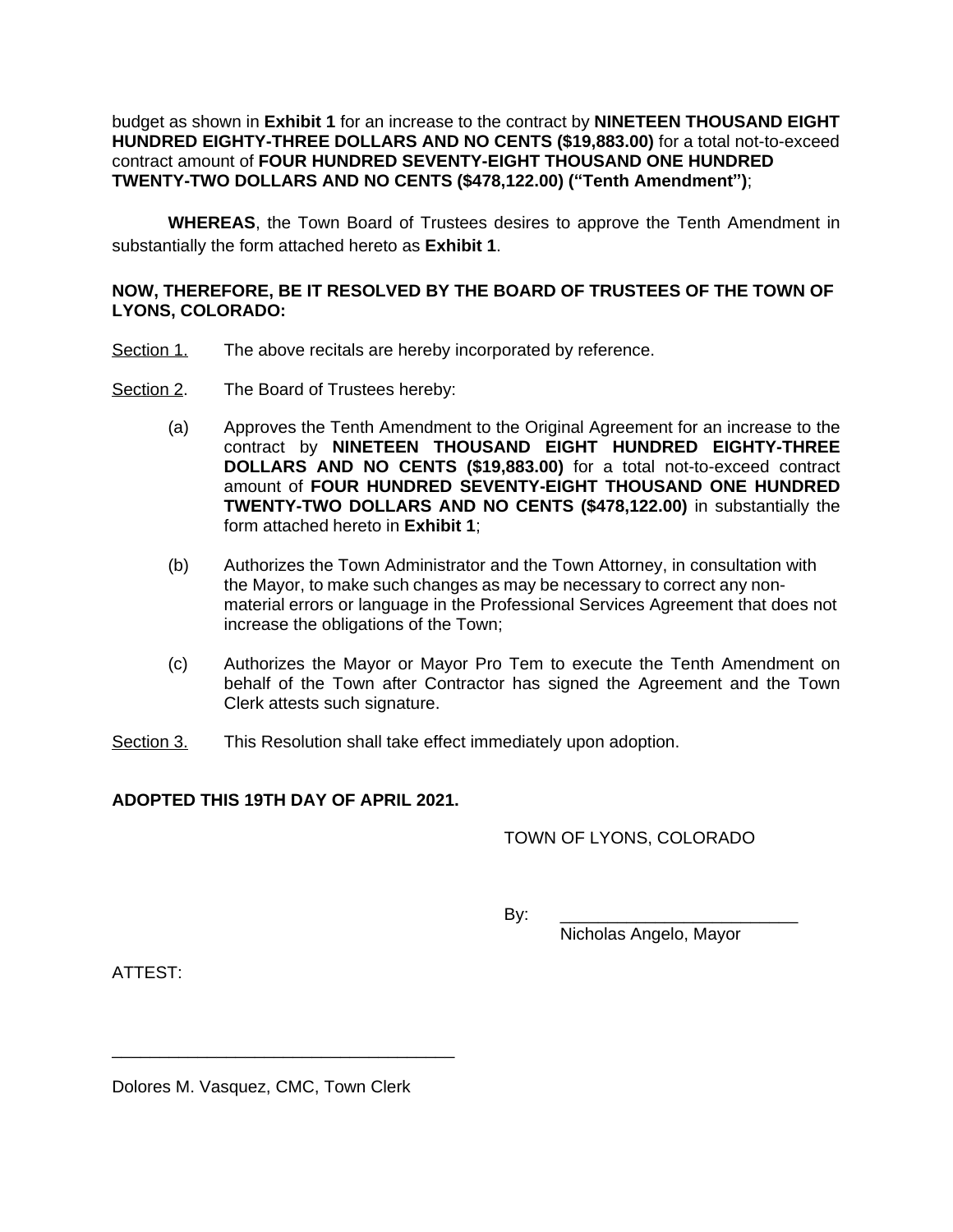budget as shown in **Exhibit 1** for an increase to the contract by **NINETEEN THOUSAND EIGHT HUNDRED EIGHTY-THREE DOLLARS AND NO CENTS ($19,883.00)** for a total not-to-exceed contract amount of **FOUR HUNDRED SEVENTY-EIGHT THOUSAND ONE HUNDRED TWENTY-TWO DOLLARS AND NO CENTS ($478,122.00) ("Tenth Amendment")**;

**WHEREAS**, the Town Board of Trustees desires to approve the Tenth Amendment in substantially the form attached hereto as **Exhibit 1**.

**NOW, THEREFORE, BE IT RESOLVED BY THE BOARD OF TRUSTEES OF THE TOWN OF LYONS, COLORADO:**

Section 1. The above recitals are hereby incorporated by reference.

Section 2. The Board of Trustees hereby:

(a) Approves the Tenth Amendment to the Original Agreement for an increase to the contract by **NINETEEN THOUSAND EIGHT HUNDRED EIGHTY-THREE DOLLARS AND NO CENTS ($19,883.00)** for a total not-to-exceed contract amount of **FOUR HUNDRED SEVENTY-EIGHT THOUSAND ONE HUNDRED TWENTY-TWO DOLLARS AND NO CENTS ($478,122.00)** in substantially the form attached hereto in **Exhibit 1**;

(b) Authorizes the Town Administrator and the Town Attorney, in consultation with the Mayor, to make such changes as may be necessary to correct any non-material errors or language in the Professional Services Agreement that does not increase the obligations of the Town;

(c) Authorizes the Mayor or Mayor Pro Tem to execute the Tenth Amendment on behalf of the Town after Contractor has signed the Agreement and the Town Clerk attests such signature.

Section 3. This Resolution shall take effect immediately upon adoption.

**ADOPTED THIS 19TH DAY OF APRIL 2021.**

TOWN OF LYONS, COLORADO

By: ___________________________
Nicholas Angelo, Mayor

ATTEST:

_____________________________________
Dolores M. Vasquez, CMC, Town Clerk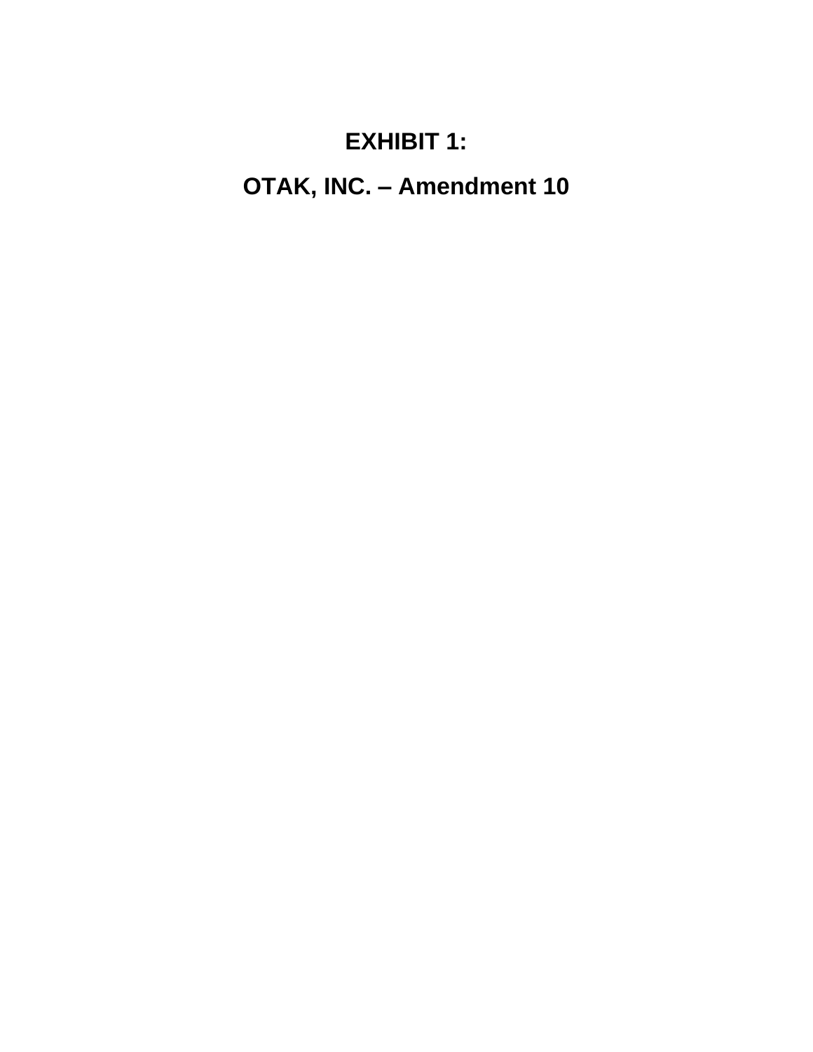# EXHIBIT 1:

# OTAK, INC. – Amendment 10